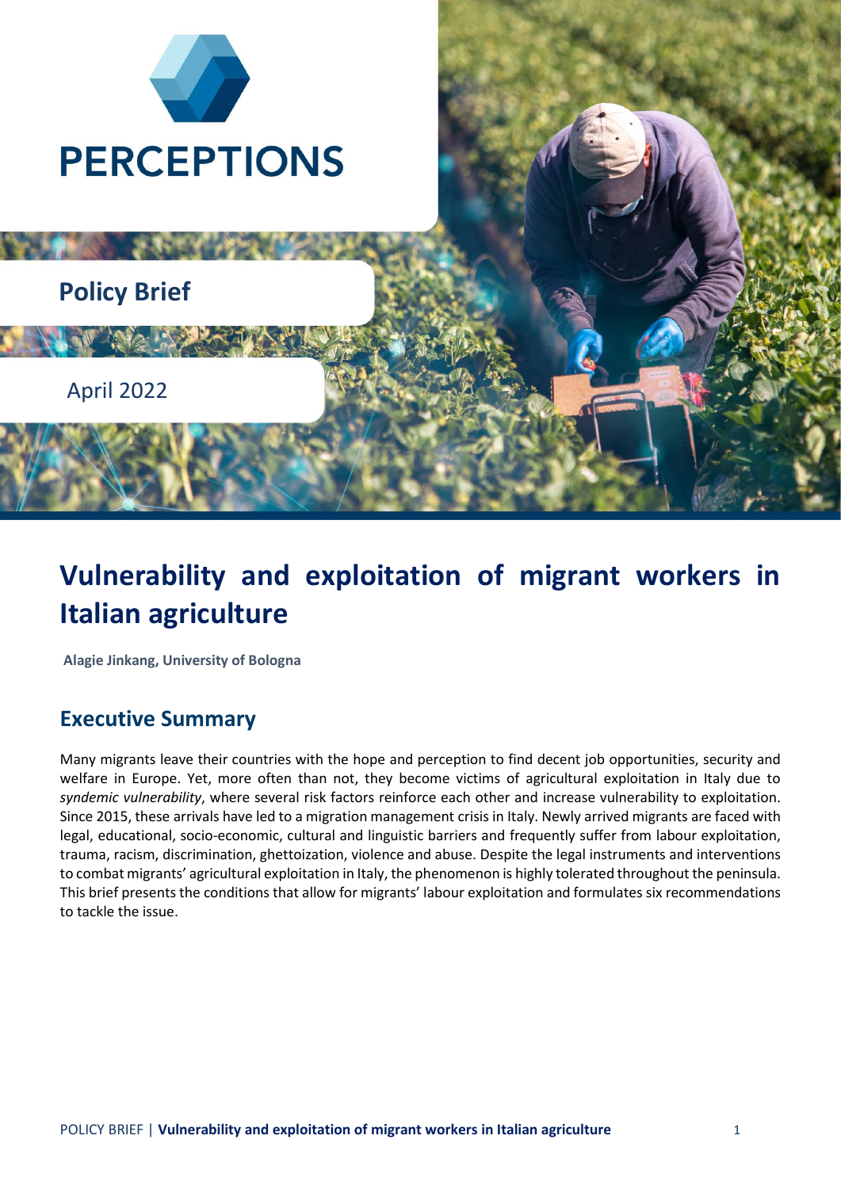PERCEPTIONS

Policy Brief

April 2022

# Vulnerability and exploitation of migrant workers in Italian agriculture

**Alagie Jinkang, University of Bologna**

## Executive Summary

Many migrants leave their countries with the hope and perception to find decent job opportunities, security and welfare in Europe. Yet, more often than not, they become victims of agricultural exploitation in Italy due to *syndemic vulnerability*, where several risk factors reinforce each other and increase vulnerability to exploitation. Since 2015, these arrivals have led to a migration management crisis in Italy. Newly arrived migrants are faced with legal, educational, socio-economic, cultural and linguistic barriers and frequently suffer from labour exploitation, trauma, racism, discrimination, ghettoization, violence and abuse. Despite the legal instruments and interventions to combat migrants' agricultural exploitation in Italy, the phenomenon is highly tolerated throughout the peninsula. This brief presents the conditions that allow for migrants' labour exploitation and formulates six recommendations to tackle the issue.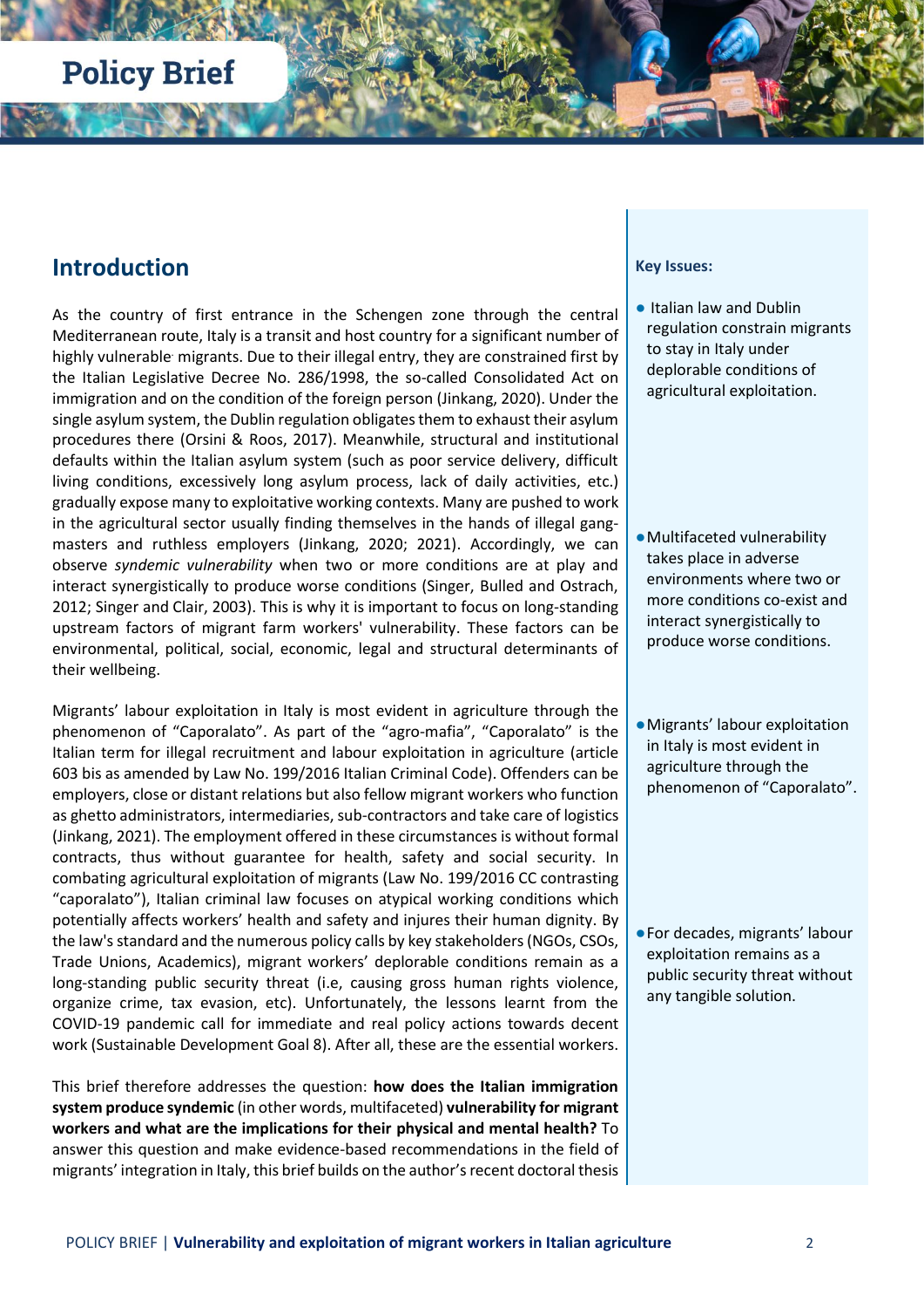## Introduction

As the country of first entrance in the Schengen zone through the central Mediterranean route, Italy is a transit and host country for a significant number of highly vulnerable migrants. Due to their illegal entry, they are constrained first by the Italian Legislative Decree No. 286/1998, the so-called Consolidated Act on immigration and on the condition of the foreign person (Jinkang, 2020). Under the single asylum system, the Dublin regulation obligates them to exhaust their asylum procedures there (Orsini & Roos, 2017). Meanwhile, structural and institutional defaults within the Italian asylum system (such as poor service delivery, difficult living conditions, excessively long asylum process, lack of daily activities, etc.) gradually expose many to exploitative working contexts. Many are pushed to work in the agricultural sector usually finding themselves in the hands of illegal gang-masters and ruthless employers (Jinkang, 2020; 2021). Accordingly, we can observe *syndemic vulnerability* when two or more conditions are at play and interact synergistically to produce worse conditions (Singer, Bulled and Ostrach, 2012; Singer and Clair, 2003). This is why it is important to focus on long-standing upstream factors of migrant farm workers' vulnerability. These factors can be environmental, political, social, economic, legal and structural determinants of their wellbeing.

Migrants' labour exploitation in Italy is most evident in agriculture through the phenomenon of "Caporalato". As part of the "agro-mafia", "Caporalato" is the Italian term for illegal recruitment and labour exploitation in agriculture (article 603 bis as amended by Law No. 199/2016 Italian Criminal Code). Offenders can be employers, close or distant relations but also fellow migrant workers who function as ghetto administrators, intermediaries, sub-contractors and take care of logistics (Jinkang, 2021). The employment offered in these circumstances is without formal contracts, thus without guarantee for health, safety and social security. In combating agricultural exploitation of migrants (Law No. 199/2016 CC contrasting "caporalato"), Italian criminal law focuses on atypical working conditions which potentially affects workers' health and safety and injures their human dignity. By the law's standard and the numerous policy calls by key stakeholders (NGOs, CSOs, Trade Unions, Academics), migrant workers' deplorable conditions remain as a long-standing public security threat (i.e, causing gross human rights violence, organize crime, tax evasion, etc). Unfortunately, the lessons learnt from the COVID-19 pandemic call for immediate and real policy actions towards decent work (Sustainable Development Goal 8). After all, these are the essential workers.

This brief therefore addresses the question: **how does the Italian immigration system produce syndemic** (in other words, multifaceted) **vulnerability for migrant workers and what are the implications for their physical and mental health?** To answer this question and make evidence-based recommendations in the field of migrants' integration in Italy, this brief builds on the author's recent doctoral thesis

**Key Issues:**

- Italian law and Dublin regulation constrain migrants to stay in Italy under deplorable conditions of agricultural exploitation.
- Multifaceted vulnerability takes place in adverse environments where two or more conditions co-exist and interact synergistically to produce worse conditions.
- Migrants' labour exploitation in Italy is most evident in agriculture through the phenomenon of "Caporalato".
- For decades, migrants' labour exploitation remains as a public security threat without any tangible solution.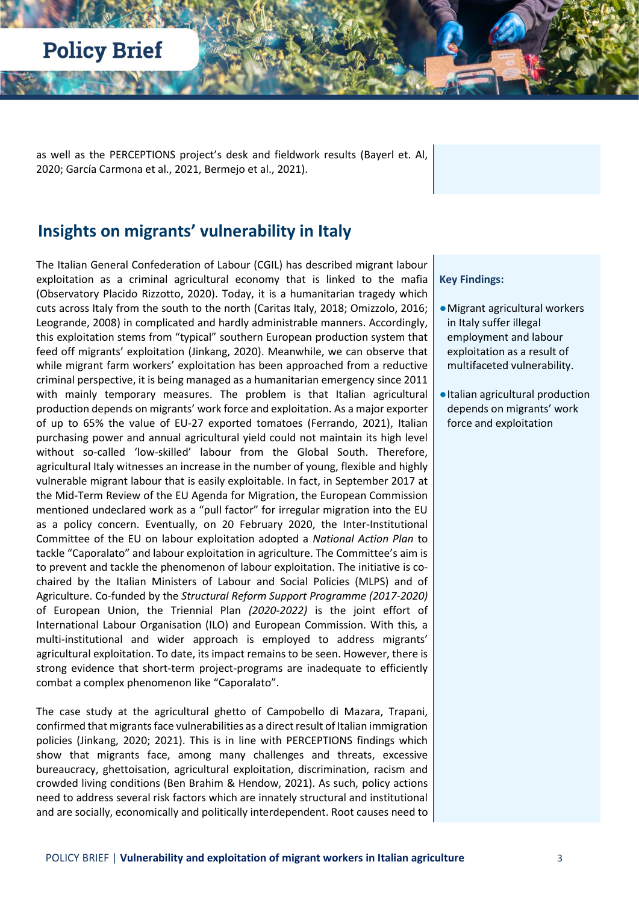as well as the PERCEPTIONS project's desk and fieldwork results (Bayerl et. Al, 2020; García Carmona et al., 2021, Bermejo et al., 2021).

## Insights on migrants' vulnerability in Italy

The Italian General Confederation of Labour (CGIL) has described migrant labour exploitation as a criminal agricultural economy that is linked to the mafia (Observatory Placido Rizzotto, 2020). Today, it is a humanitarian tragedy which cuts across Italy from the south to the north (Caritas Italy, 2018; Omizzolo, 2016; Leogrande, 2008) in complicated and hardly administrable manners. Accordingly, this exploitation stems from "typical" southern European production system that feed off migrants' exploitation (Jinkang, 2020). Meanwhile, we can observe that while migrant farm workers' exploitation has been approached from a reductive criminal perspective, it is being managed as a humanitarian emergency since 2011 with mainly temporary measures. The problem is that Italian agricultural production depends on migrants' work force and exploitation. As a major exporter of up to 65% the value of EU-27 exported tomatoes (Ferrando, 2021), Italian purchasing power and annual agricultural yield could not maintain its high level without so-called 'low-skilled' labour from the Global South. Therefore, agricultural Italy witnesses an increase in the number of young, flexible and highly vulnerable migrant labour that is easily exploitable. In fact, in September 2017 at the Mid-Term Review of the EU Agenda for Migration, the European Commission mentioned undeclared work as a "pull factor" for irregular migration into the EU as a policy concern. Eventually, on 20 February 2020, the Inter-Institutional Committee of the EU on labour exploitation adopted a *National Action Plan* to tackle "Caporalato" and labour exploitation in agriculture. The Committee's aim is to prevent and tackle the phenomenon of labour exploitation. The initiative is co-chaired by the Italian Ministers of Labour and Social Policies (MLPS) and of Agriculture. Co-funded by the *Structural Reform Support Programme (2017-2020)* of European Union, the Triennial Plan *(2020-2022)* is the joint effort of International Labour Organisation (ILO) and European Commission. With this, a multi-institutional and wider approach is employed to address migrants' agricultural exploitation. To date, its impact remains to be seen. However, there is strong evidence that short-term project-programs are inadequate to efficiently combat a complex phenomenon like "Caporalato".

The case study at the agricultural ghetto of Campobello di Mazara, Trapani, confirmed that migrants face vulnerabilities as a direct result of Italian immigration policies (Jinkang, 2020; 2021). This is in line with PERCEPTIONS findings which show that migrants face, among many challenges and threats, excessive bureaucracy, ghettoisation, agricultural exploitation, discrimination, racism and crowded living conditions (Ben Brahim & Hendow, 2021). As such, policy actions need to address several risk factors which are innately structural and institutional and are socially, economically and politically interdependent. Root causes need to

**Key Findings:**

- Migrant agricultural workers in Italy suffer illegal employment and labour exploitation as a result of multifaceted vulnerability.
- Italian agricultural production depends on migrants' work force and exploitation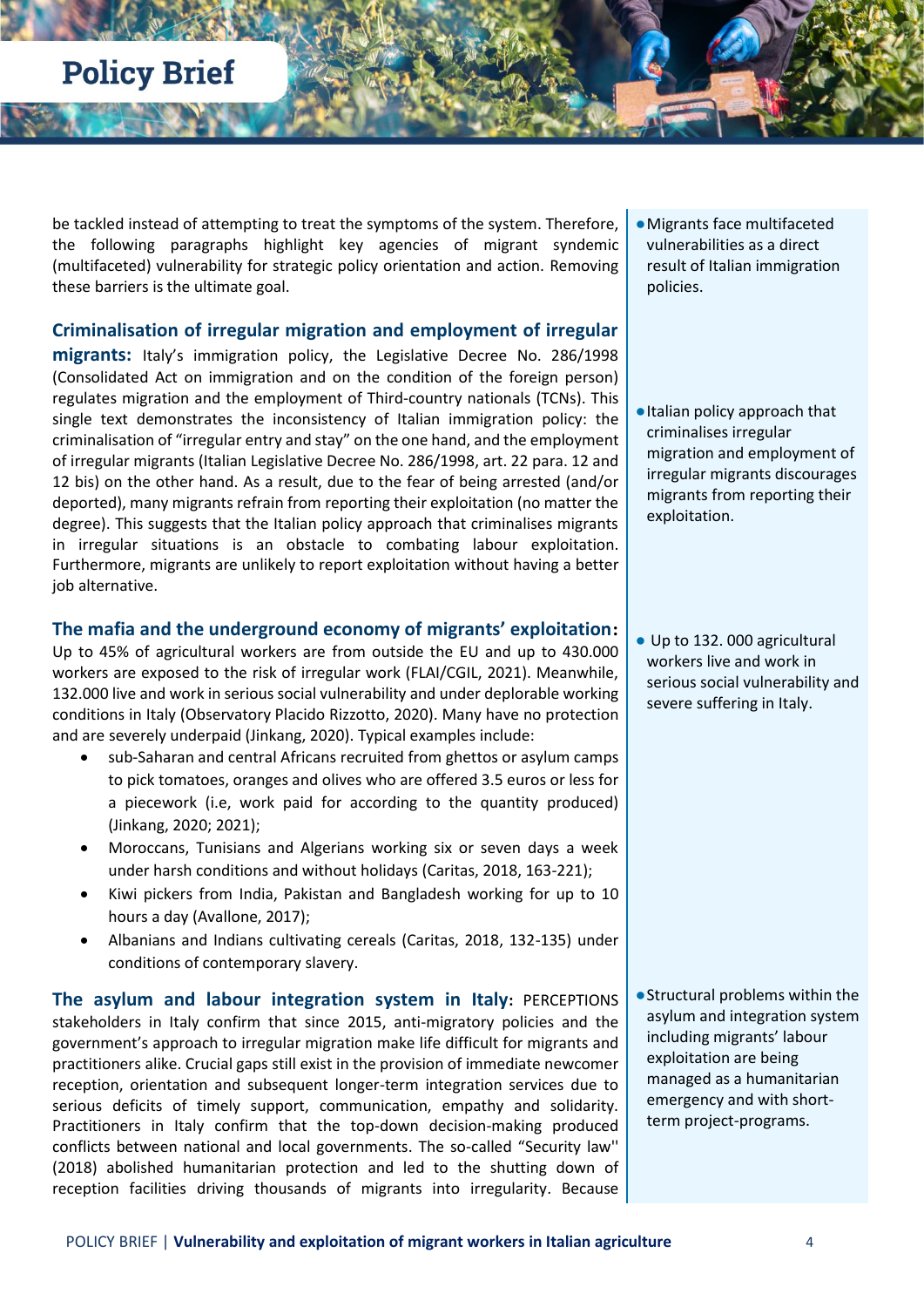be tackled instead of attempting to treat the symptoms of the system. Therefore, the following paragraphs highlight key agencies of migrant syndemic (multifaceted) vulnerability for strategic policy orientation and action. Removing these barriers is the ultimate goal.

- Migrants face multifaceted vulnerabilities as a direct result of Italian immigration policies.

**Criminalisation of irregular migration and employment of irregular migrants:** Italy's immigration policy, the Legislative Decree No. 286/1998 (Consolidated Act on immigration and on the condition of the foreign person) regulates migration and the employment of Third-country nationals (TCNs). This single text demonstrates the inconsistency of Italian immigration policy: the criminalisation of "irregular entry and stay" on the one hand, and the employment of irregular migrants (Italian Legislative Decree No. 286/1998, art. 22 para. 12 and 12 bis) on the other hand. As a result, due to the fear of being arrested (and/or deported), many migrants refrain from reporting their exploitation (no matter the degree). This suggests that the Italian policy approach that criminalises migrants in irregular situations is an obstacle to combating labour exploitation. Furthermore, migrants are unlikely to report exploitation without having a better job alternative.

- Italian policy approach that criminalises irregular migration and employment of irregular migrants discourages migrants from reporting their exploitation.

**The mafia and the underground economy of migrants' exploitation:** Up to 45% of agricultural workers are from outside the EU and up to 430.000 workers are exposed to the risk of irregular work (FLAI/CGIL, 2021). Meanwhile, 132.000 live and work in serious social vulnerability and under deplorable working conditions in Italy (Observatory Placido Rizzotto, 2020). Many have no protection and are severely underpaid (Jinkang, 2020). Typical examples include:

- sub-Saharan and central Africans recruited from ghettos or asylum camps to pick tomatoes, oranges and olives who are offered 3.5 euros or less for a piecework (i.e, work paid for according to the quantity produced) (Jinkang, 2020; 2021);
- Moroccans, Tunisians and Algerians working six or seven days a week under harsh conditions and without holidays (Caritas, 2018, 163-221);
- Kiwi pickers from India, Pakistan and Bangladesh working for up to 10 hours a day (Avallone, 2017);
- Albanians and Indians cultivating cereals (Caritas, 2018, 132-135) under conditions of contemporary slavery.

- Up to 132. 000 agricultural workers live and work in serious social vulnerability and severe suffering in Italy.

**The asylum and labour integration system in Italy:** PERCEPTIONS stakeholders in Italy confirm that since 2015, anti-migratory policies and the government's approach to irregular migration make life difficult for migrants and practitioners alike. Crucial gaps still exist in the provision of immediate newcomer reception, orientation and subsequent longer-term integration services due to serious deficits of timely support, communication, empathy and solidarity. Practitioners in Italy confirm that the top-down decision-making produced conflicts between national and local governments. The so-called "Security law" (2018) abolished humanitarian protection and led to the shutting down of reception facilities driving thousands of migrants into irregularity. Because

- Structural problems within the asylum and integration system including migrants' labour exploitation are being managed as a humanitarian emergency and with short-term project-programs.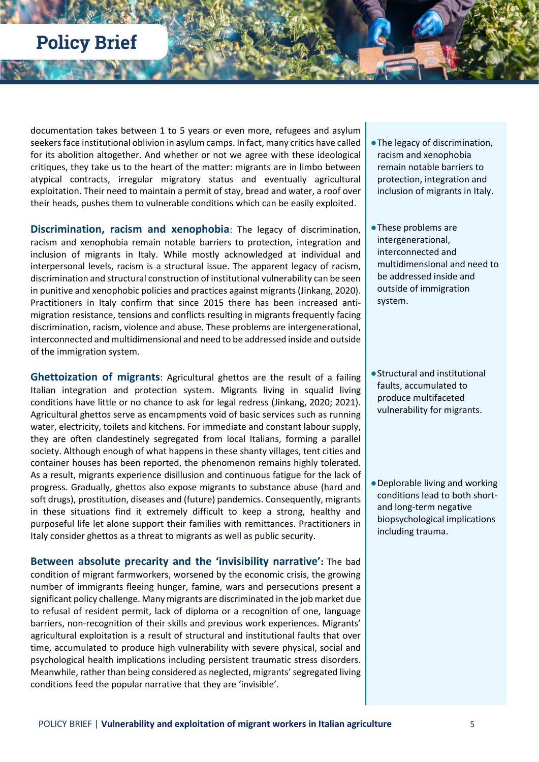documentation takes between 1 to 5 years or even more, refugees and asylum seekers face institutional oblivion in asylum camps. In fact, many critics have called for its abolition altogether. And whether or not we agree with these ideological critiques, they take us to the heart of the matter: migrants are in limbo between atypical contracts, irregular migratory status and eventually agricultural exploitation. Their need to maintain a permit of stay, bread and water, a roof over their heads, pushes them to vulnerable conditions which can be easily exploited.

**Discrimination, racism and xenophobia**: The legacy of discrimination, racism and xenophobia remain notable barriers to protection, integration and inclusion of migrants in Italy. While mostly acknowledged at individual and interpersonal levels, racism is a structural issue. The apparent legacy of racism, discrimination and structural construction of institutional vulnerability can be seen in punitive and xenophobic policies and practices against migrants (Jinkang, 2020). Practitioners in Italy confirm that since 2015 there has been increased anti-migration resistance, tensions and conflicts resulting in migrants frequently facing discrimination, racism, violence and abuse. These problems are intergenerational, interconnected and multidimensional and need to be addressed inside and outside of the immigration system.

- The legacy of discrimination, racism and xenophobia remain notable barriers to protection, integration and inclusion of migrants in Italy.
- These problems are intergenerational, interconnected and multidimensional and need to be addressed inside and outside of immigration system.

**Ghettoization of migrants**: Agricultural ghettos are the result of a failing Italian integration and protection system. Migrants living in squalid living conditions have little or no chance to ask for legal redress (Jinkang, 2020; 2021). Agricultural ghettos serve as encampments void of basic services such as running water, electricity, toilets and kitchens. For immediate and constant labour supply, they are often clandestinely segregated from local Italians, forming a parallel society. Although enough of what happens in these shanty villages, tent cities and container houses has been reported, the phenomenon remains highly tolerated. As a result, migrants experience disillusion and continuous fatigue for the lack of progress. Gradually, ghettos also expose migrants to substance abuse (hard and soft drugs), prostitution, diseases and (future) pandemics. Consequently, migrants in these situations find it extremely difficult to keep a strong, healthy and purposeful life let alone support their families with remittances. Practitioners in Italy consider ghettos as a threat to migrants as well as public security.

- Structural and institutional faults, accumulated to produce multifaceted vulnerability for migrants.

**Between absolute precarity and the 'invisibility narrative':** The bad condition of migrant farmworkers, worsened by the economic crisis, the growing number of immigrants fleeing hunger, famine, wars and persecutions present a significant policy challenge. Many migrants are discriminated in the job market due to refusal of resident permit, lack of diploma or a recognition of one, language barriers, non-recognition of their skills and previous work experiences. Migrants' agricultural exploitation is a result of structural and institutional faults that over time, accumulated to produce high vulnerability with severe physical, social and psychological health implications including persistent traumatic stress disorders. Meanwhile, rather than being considered as neglected, migrants' segregated living conditions feed the popular narrative that they are 'invisible'.

- Deplorable living and working conditions lead to both short- and long-term negative biopsychological implications including trauma.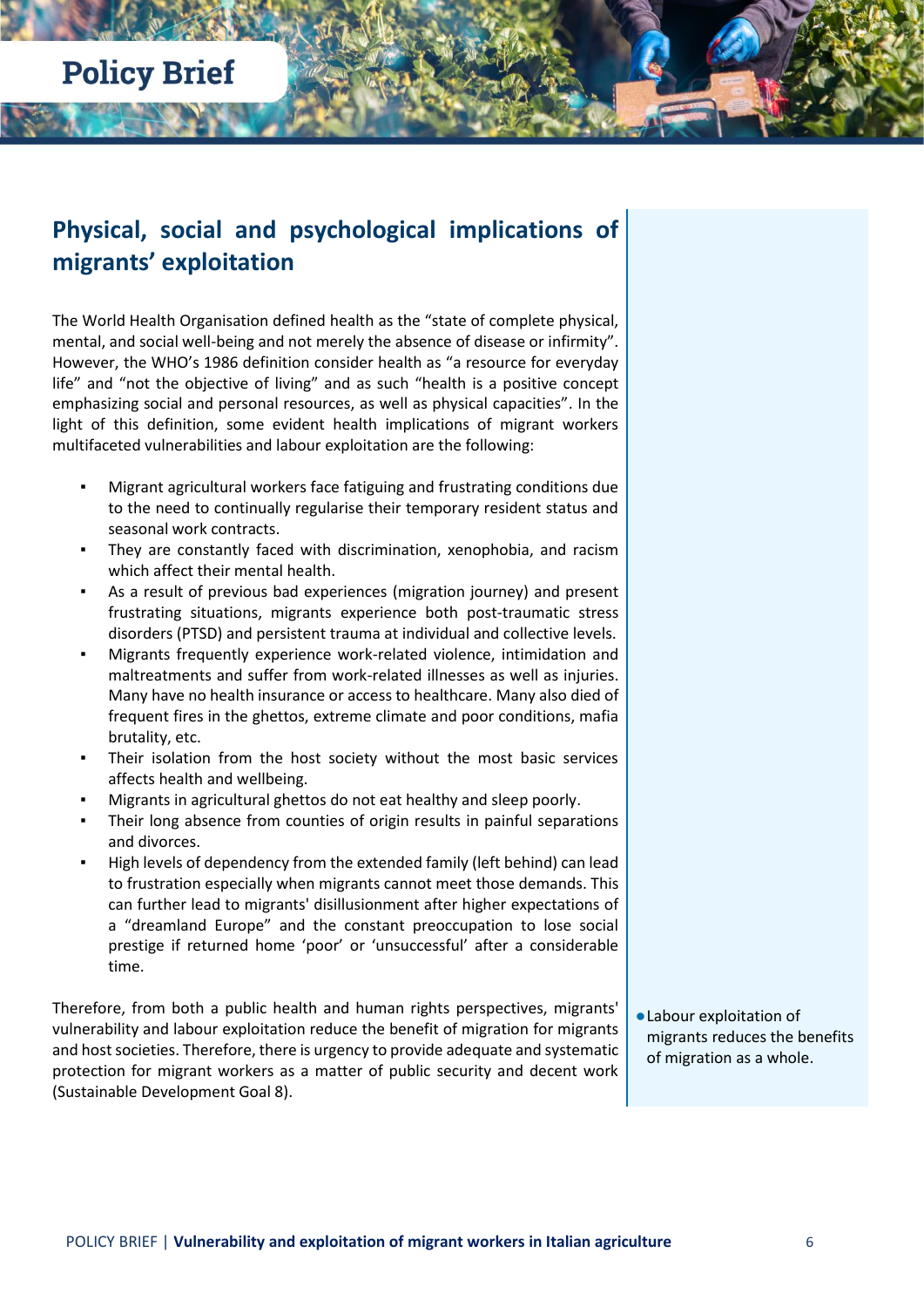## Physical, social and psychological implications of migrants' exploitation

The World Health Organisation defined health as the "state of complete physical, mental, and social well-being and not merely the absence of disease or infirmity". However, the WHO's 1986 definition consider health as "a resource for everyday life" and "not the objective of living" and as such "health is a positive concept emphasizing social and personal resources, as well as physical capacities". In the light of this definition, some evident health implications of migrant workers multifaceted vulnerabilities and labour exploitation are the following:

- Migrant agricultural workers face fatiguing and frustrating conditions due to the need to continually regularise their temporary resident status and seasonal work contracts.
- They are constantly faced with discrimination, xenophobia, and racism which affect their mental health.
- As a result of previous bad experiences (migration journey) and present frustrating situations, migrants experience both post-traumatic stress disorders (PTSD) and persistent trauma at individual and collective levels.
- Migrants frequently experience work-related violence, intimidation and maltreatments and suffer from work-related illnesses as well as injuries. Many have no health insurance or access to healthcare. Many also died of frequent fires in the ghettos, extreme climate and poor conditions, mafia brutality, etc.
- Their isolation from the host society without the most basic services affects health and wellbeing.
- Migrants in agricultural ghettos do not eat healthy and sleep poorly.
- Their long absence from counties of origin results in painful separations and divorces.
- High levels of dependency from the extended family (left behind) can lead to frustration especially when migrants cannot meet those demands. This can further lead to migrants' disillusionment after higher expectations of a "dreamland Europe" and the constant preoccupation to lose social prestige if returned home 'poor' or 'unsuccessful' after a considerable time.

Therefore, from both a public health and human rights perspectives, migrants' vulnerability and labour exploitation reduce the benefit of migration for migrants and host societies. Therefore, there is urgency to provide adequate and systematic protection for migrant workers as a matter of public security and decent work (Sustainable Development Goal 8).

- Labour exploitation of migrants reduces the benefits of migration as a whole.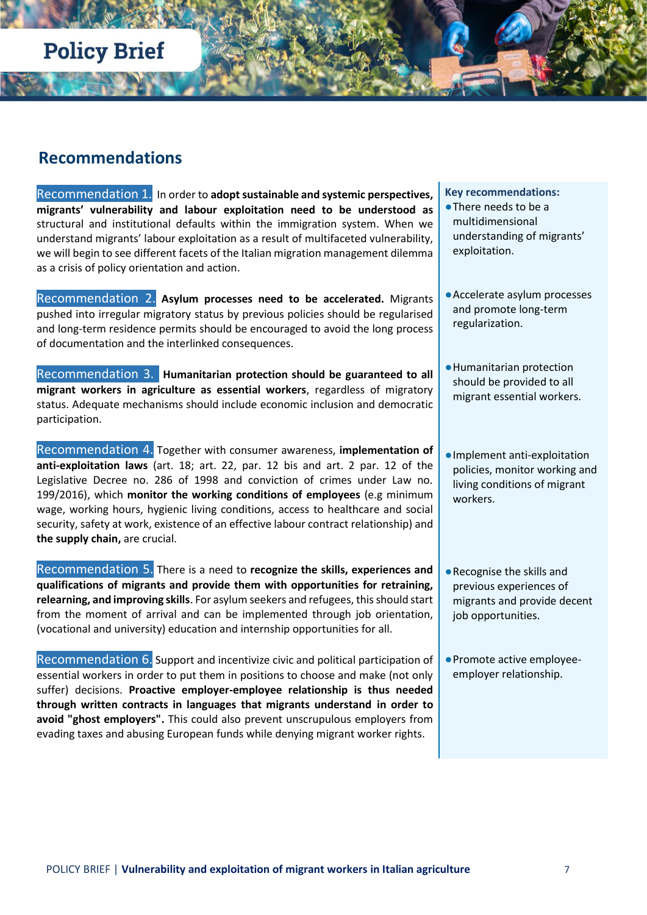## Recommendations

Recommendation 1. In order to **adopt sustainable and systemic perspectives, migrants' vulnerability and labour exploitation need to be understood as** structural and institutional defaults within the immigration system. When we understand migrants' labour exploitation as a result of multifaceted vulnerability, we will begin to see different facets of the Italian migration management dilemma as a crisis of policy orientation and action.

Recommendation 2. **Asylum processes need to be accelerated.** Migrants pushed into irregular migratory status by previous policies should be regularised and long-term residence permits should be encouraged to avoid the long process of documentation and the interlinked consequences.

Recommendation 3. **Humanitarian protection should be guaranteed to all migrant workers in agriculture as essential workers**, regardless of migratory status. Adequate mechanisms should include economic inclusion and democratic participation.

Recommendation 4. Together with consumer awareness, **implementation of anti-exploitation laws** (art. 18; art. 22, par. 12 bis and art. 2 par. 12 of the Legislative Decree no. 286 of 1998 and conviction of crimes under Law no. 199/2016), which **monitor the working conditions of employees** (e.g minimum wage, working hours, hygienic living conditions, access to healthcare and social security, safety at work, existence of an effective labour contract relationship) and **the supply chain,** are crucial.

Recommendation 5. There is a need to **recognize the skills, experiences and qualifications of migrants and provide them with opportunities for retraining, relearning, and improving skills**. For asylum seekers and refugees, this should start from the moment of arrival and can be implemented through job orientation, (vocational and university) education and internship opportunities for all.

Recommendation 6. Support and incentivize civic and political participation of essential workers in order to put them in positions to choose and make (not only suffer) decisions. **Proactive employer-employee relationship is thus needed through written contracts in languages that migrants understand in order to avoid "ghost employers".** This could also prevent unscrupulous employers from evading taxes and abusing European funds while denying migrant worker rights.

**Key recommendations:**

- There needs to be a multidimensional understanding of migrants' exploitation.
- Accelerate asylum processes and promote long-term regularization.
- Humanitarian protection should be provided to all migrant essential workers.
- Implement anti-exploitation policies, monitor working and living conditions of migrant workers.
- Recognise the skills and previous experiences of migrants and provide decent job opportunities.
- Promote active employee-employer relationship.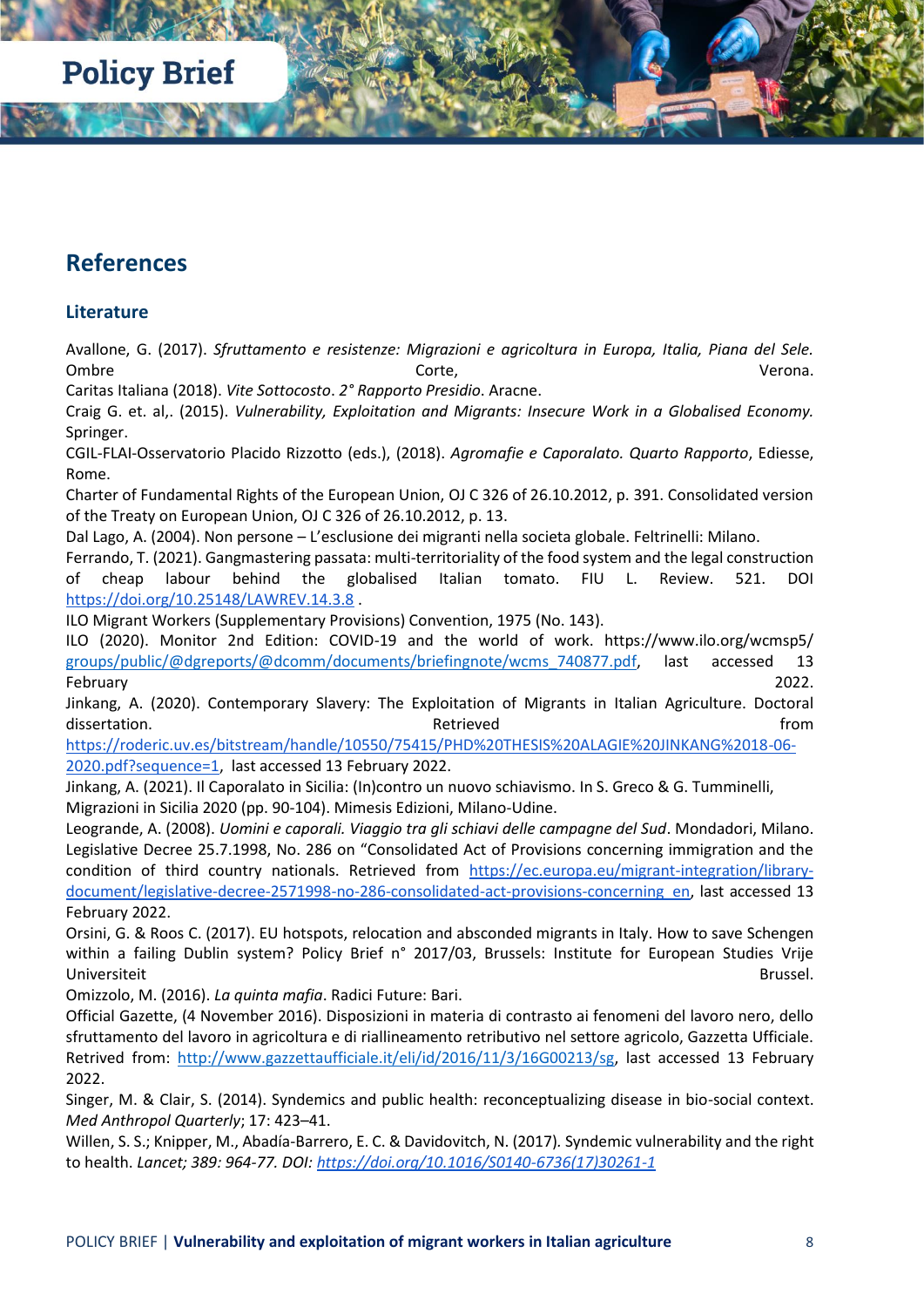## References

### Literature

Avallone, G. (2017). *Sfruttamento e resistenze: Migrazioni e agricoltura in Europa, Italia, Piana del Sele.* Ombre Corte, Verona.

Caritas Italiana (2018). *Vite Sottocosto*. *2° Rapporto Presidio*. Aracne.

Craig G. et. al,. (2015). *Vulnerability, Exploitation and Migrants: Insecure Work in a Globalised Economy.* Springer.

CGIL-FLAI-Osservatorio Placido Rizzotto (eds.), (2018). *Agromafie e Caporalato. Quarto Rapporto*, Ediesse, Rome.

Charter of Fundamental Rights of the European Union, OJ C 326 of 26.10.2012, p. 391. Consolidated version of the Treaty on European Union, OJ C 326 of 26.10.2012, p. 13.

Dal Lago, A. (2004). Non persone – L'esclusione dei migranti nella societa globale. Feltrinelli: Milano.

Ferrando, T. (2021). Gangmastering passata: multi-territoriality of the food system and the legal construction of cheap labour behind the globalised Italian tomato. FIU L. Review. 521. DOI https://doi.org/10.25148/LAWREV.14.3.8 .

ILO Migrant Workers (Supplementary Provisions) Convention, 1975 (No. 143).

ILO (2020). Monitor 2nd Edition: COVID-19 and the world of work. https://www.ilo.org/wcmsp5/groups/public/@dgreports/@dcomm/documents/briefingnote/wcms_740877.pdf, last accessed 13 February 2022.

Jinkang, A. (2020). Contemporary Slavery: The Exploitation of Migrants in Italian Agriculture. Doctoral dissertation. Retrieved from https://roderic.uv.es/bitstream/handle/10550/75415/PHD%20THESIS%20ALAGIE%20JINKANG%2018-06-2020.pdf?sequence=1, last accessed 13 February 2022.

Jinkang, A. (2021). Il Caporalato in Sicilia: (In)contro un nuovo schiavismo. In S. Greco & G. Tumminelli, Migrazioni in Sicilia 2020 (pp. 90-104). Mimesis Edizioni, Milano-Udine.

Leogrande, A. (2008). *Uomini e caporali. Viaggio tra gli schiavi delle campagne del Sud*. Mondadori, Milano.

Legislative Decree 25.7.1998, No. 286 on "Consolidated Act of Provisions concerning immigration and the condition of third country nationals. Retrieved from https://ec.europa.eu/migrant-integration/library-document/legislative-decree-2571998-no-286-consolidated-act-provisions-concerning_en, last accessed 13 February 2022.

Orsini, G. & Roos C. (2017). EU hotspots, relocation and absconded migrants in Italy. How to save Schengen within a failing Dublin system? Policy Brief n° 2017/03, Brussels: Institute for European Studies Vrije Universiteit Brussel.

Omizzolo, M. (2016). *La quinta mafia*. Radici Future: Bari.

Official Gazette, (4 November 2016). Disposizioni in materia di contrasto ai fenomeni del lavoro nero, dello sfruttamento del lavoro in agricoltura e di riallineamento retributivo nel settore agricolo, Gazzetta Ufficiale. Retrived from: http://www.gazzettaufficiale.it/eli/id/2016/11/3/16G00213/sg, last accessed 13 February 2022.

Singer, M. & Clair, S. (2014). Syndemics and public health: reconceptualizing disease in bio-social context. *Med Anthropol Quarterly*; 17: 423–41.

Willen, S. S.; Knipper, M., Abadía-Barrero, E. C. & Davidovitch, N. (2017). Syndemic vulnerability and the right to health. *Lancet; 389: 964-77. DOI: https://doi.org/10.1016/S0140-6736(17)30261-1*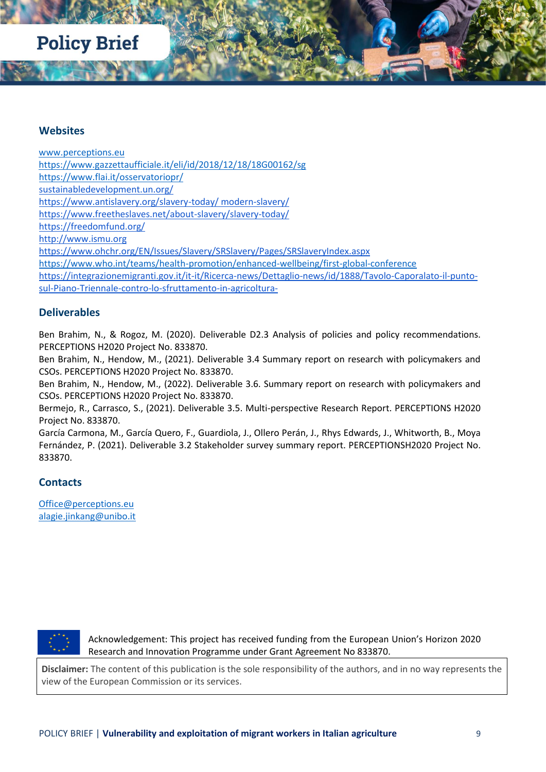## Websites

www.perceptions.eu
https://www.gazzettaufficiale.it/eli/id/2018/12/18/18G00162/sg
https://www.flai.it/osservatoriopr/
sustainabledevelopment.un.org/
https://www.antislavery.org/slavery-today/ modern-slavery/
https://www.freetheslaves.net/about-slavery/slavery-today/
https://freedomfund.org/
http://www.ismu.org
https://www.ohchr.org/EN/Issues/Slavery/SRSlavery/Pages/SRSlaveryIndex.aspx
https://www.who.int/teams/health-promotion/enhanced-wellbeing/first-global-conference
https://integrazionemigranti.gov.it/it-it/Ricerca-news/Dettaglio-news/id/1888/Tavolo-Caporalato-il-punto-sul-Piano-Triennale-contro-lo-sfruttamento-in-agricoltura-

## Deliverables

Ben Brahim, N., & Rogoz, M. (2020). Deliverable D2.3 Analysis of policies and policy recommendations. PERCEPTIONS H2020 Project No. 833870.
Ben Brahim, N., Hendow, M., (2021). Deliverable 3.4 Summary report on research with policymakers and CSOs. PERCEPTIONS H2020 Project No. 833870.
Ben Brahim, N., Hendow, M., (2022). Deliverable 3.6. Summary report on research with policymakers and CSOs. PERCEPTIONS H2020 Project No. 833870.
Bermejo, R., Carrasco, S., (2021). Deliverable 3.5. Multi-perspective Research Report. PERCEPTIONS H2020 Project No. 833870.
García Carmona, M., García Quero, F., Guardiola, J., Ollero Perán, J., Rhys Edwards, J., Whitworth, B., Moya Fernández, P. (2021). Deliverable 3.2 Stakeholder survey summary report. PERCEPTIONSH2020 Project No. 833870.

## Contacts

Office@perceptions.eu
alagie.jinkang@unibo.it

Acknowledgement: This project has received funding from the European Union's Horizon 2020 Research and Innovation Programme under Grant Agreement No 833870.

**Disclaimer:** The content of this publication is the sole responsibility of the authors, and in no way represents the view of the European Commission or its services.